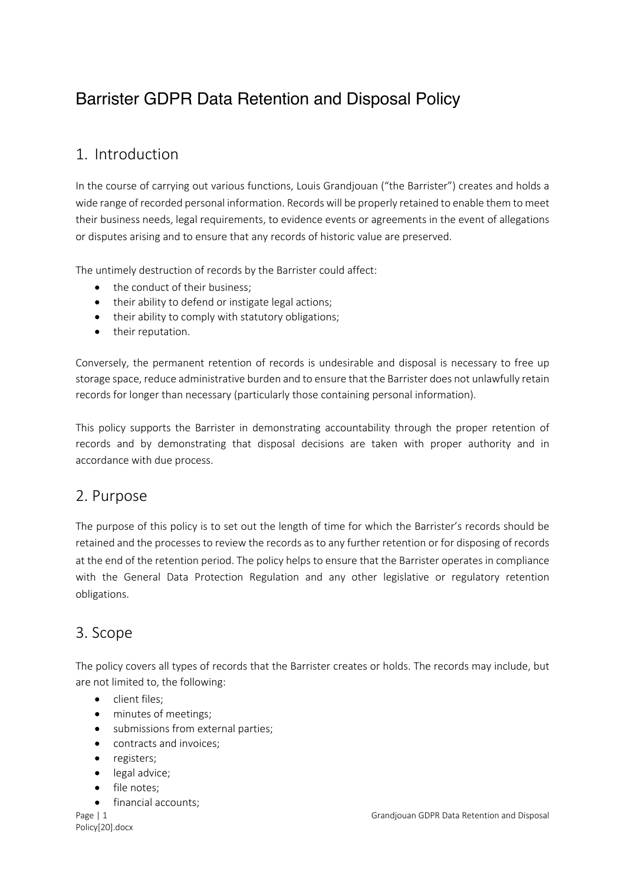# Barrister GDPR Data Retention and Disposal Policy

## 1. Introduction

In the course of carrying out various functions, Louis Grandjouan ("the Barrister") creates and holds a wide range of recorded personal information. Records will be properly retained to enable them to meet their business needs, legal requirements, to evidence events or agreements in the event of allegations or disputes arising and to ensure that any records of historic value are preserved.

The untimely destruction of records by the Barrister could affect:

- the conduct of their business;
- their ability to defend or instigate legal actions;
- their ability to comply with statutory obligations;
- their reputation.

Conversely, the permanent retention of records is undesirable and disposal is necessary to free up storage space, reduce administrative burden and to ensure that the Barrister does not unlawfully retain records for longer than necessary (particularly those containing personal information).

This policy supports the Barrister in demonstrating accountability through the proper retention of records and by demonstrating that disposal decisions are taken with proper authority and in accordance with due process.

## 2. Purpose

The purpose of this policy is to set out the length of time for which the Barrister's records should be retained and the processes to review the records as to any further retention or for disposing of records at the end of the retention period. The policy helps to ensure that the Barrister operates in compliance with the General Data Protection Regulation and any other legislative or regulatory retention obligations.

## 3. Scope

The policy covers all types of records that the Barrister creates or holds. The records may include, but are not limited to, the following:

- client files;
- minutes of meetings;
- submissions from external parties;
- contracts and invoices;
- registers;
- legal advice;
- file notes;
- financial accounts;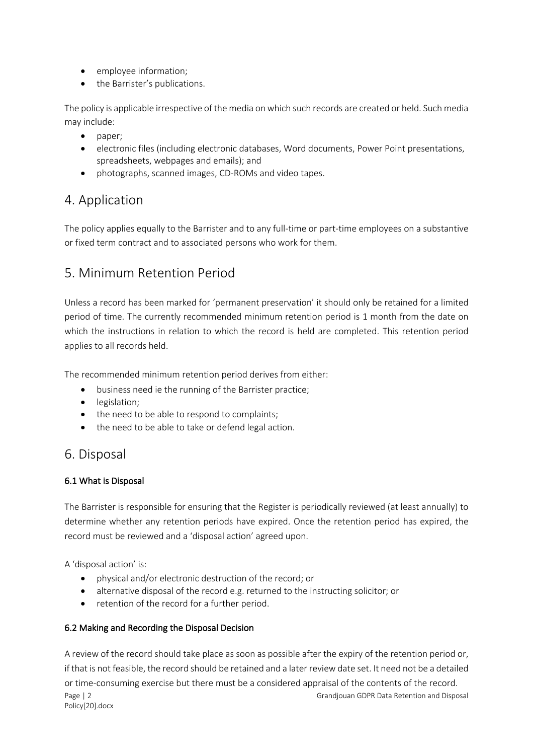- employee information;
- the Barrister's publications.

The policy is applicable irrespective of the media on which such records are created or held. Such media may include:

- paper;
- electronic files (including electronic databases, Word documents, Power Point presentations, spreadsheets, webpages and emails); and
- photographs, scanned images, CD-ROMs and video tapes.

## 4. Application

The policy applies equally to the Barrister and to any full-time or part-time employees on a substantive or fixed term contract and to associated persons who work for them.

## 5. Minimum Retention Period

Unless a record has been marked for 'permanent preservation' it should only be retained for a limited period of time. The currently recommended minimum retention period is 1 month from the date on which the instructions in relation to which the record is held are completed. This retention period applies to all records held.

The recommended minimum retention period derives from either:

- business need ie the running of the Barrister practice;
- legislation;
- the need to be able to respond to complaints;
- the need to be able to take or defend legal action.

## 6. Disposal

### 6.1 What is Disposal

The Barrister is responsible for ensuring that the Register is periodically reviewed (at least annually) to determine whether any retention periods have expired. Once the retention period has expired, the record must be reviewed and a 'disposal action' agreed upon.

A 'disposal action' is:

- physical and/or electronic destruction of the record; or
- alternative disposal of the record e.g. returned to the instructing solicitor; or
- retention of the record for a further period.

### 6.2 Making and Recording the Disposal Decision

A review of the record should take place as soon as possible after the expiry of the retention period or, if that is not feasible, the record should be retained and a later review date set. It need not be a detailed or time-consuming exercise but there must be a considered appraisal of the contents of the record.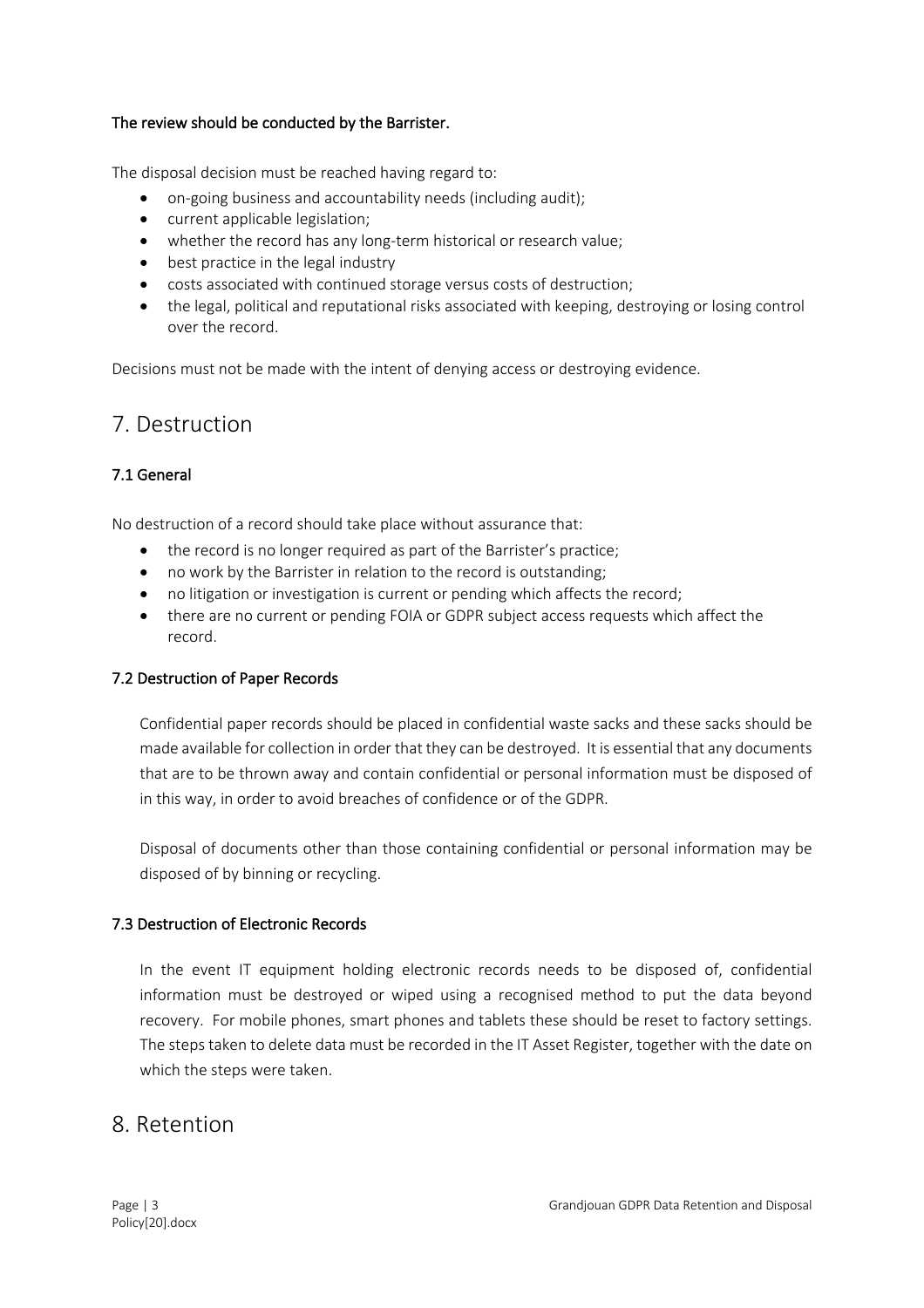**The review should be conducted by the Barrister.**

The disposal decision must be reached having regard to:

- on-going business and accountability needs (including audit);
- current applicable legislation;
- whether the record has any long-term historical or research value;
- best practice in the legal industry
- costs associated with continued storage versus costs of destruction;
- the legal, political and reputational risks associated with keeping, destroying or losing control over the record.

Decisions must not be made with the intent of denying access or destroying evidence.

# 7. Destruction

### 7.1 General

No destruction of a record should take place without assurance that:

- the record is no longer required as part of the Barrister's practice;
- no work by the Barrister in relation to the record is outstanding;
- no litigation or investigation is current or pending which affects the record;
- there are no current or pending FOIA or GDPR subject access requests which affect the record.

### 7.2 Destruction of Paper Records

Confidential paper records should be placed in confidential waste sacks and these sacks should be made available for collection in order that they can be destroyed. It is essential that any documents that are to be thrown away and contain confidential or personal information must be disposed of in this way, in order to avoid breaches of confidence or of the GDPR.

Disposal of documents other than those containing confidential or personal information may be disposed of by binning or recycling.

### 7.3 Destruction of Electronic Records

In the event IT equipment holding electronic records needs to be disposed of, confidential information must be destroyed or wiped using a recognised method to put the data beyond recovery. For mobile phones, smart phones and tablets these should be reset to factory settings. The steps taken to delete data must be recorded in the IT Asset Register, together with the date on which the steps were taken.

# 8. Retention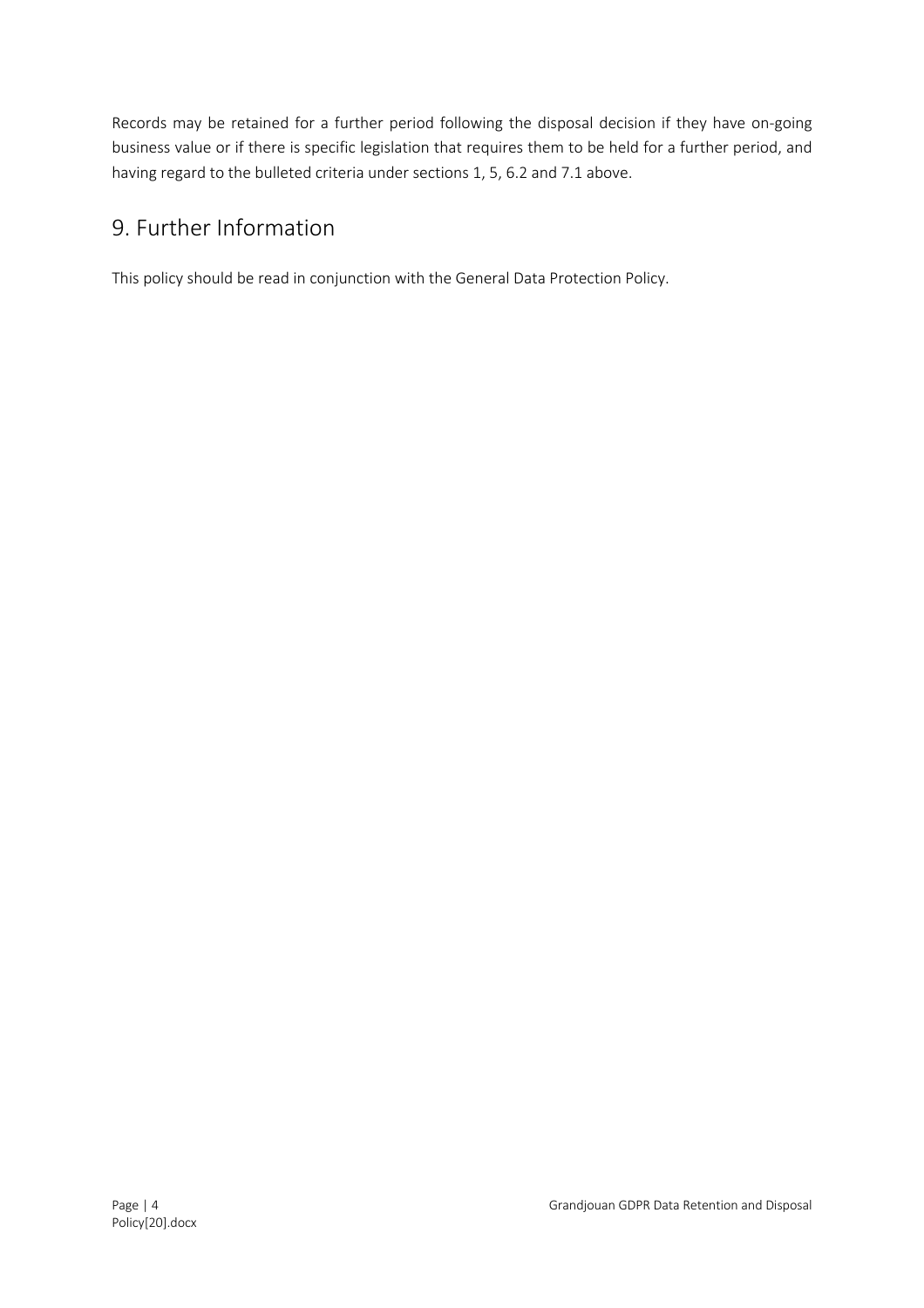Records may be retained for a further period following the disposal decision if they have on-going business value or if there is specific legislation that requires them to be held for a further period, and having regard to the bulleted criteria under sections 1, 5, 6.2 and 7.1 above.

## 9. Further Information

This policy should be read in conjunction with the General Data Protection Policy.